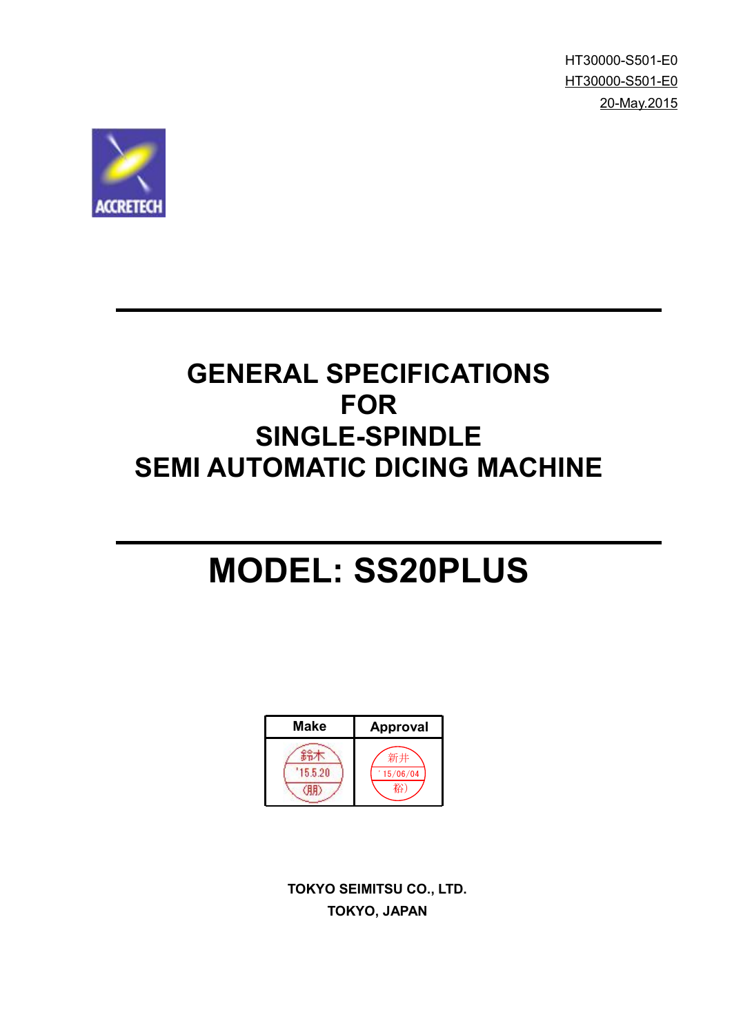HT30000-S501-E0
HT30000-S501-E0
20-May.2015

ACCRETECH

# GENERAL SPECIFICATIONS FOR SINGLE-SPINDLE SEMI AUTOMATIC DICING MACHINE

# MODEL: SS20PLUS

| Make | Approval |
|---|---|
| 鈴木 '15.5.20 (朋) | 新井 '15/06/04 裕) |

**TOKYO SEIMITSU CO., LTD.**
**TOKYO, JAPAN**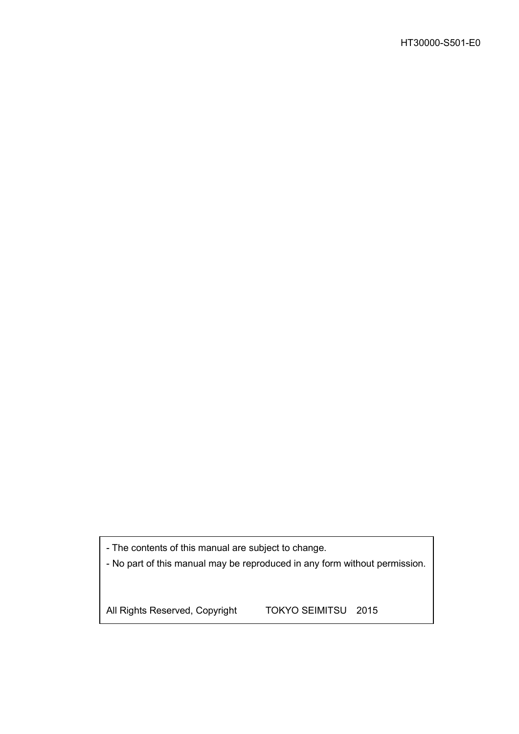HT30000-S501-E0

- The contents of this manual are subject to change.
- No part of this manual may be reproduced in any form without permission.

All Rights Reserved, Copyright TOKYO SEIMITSU 2015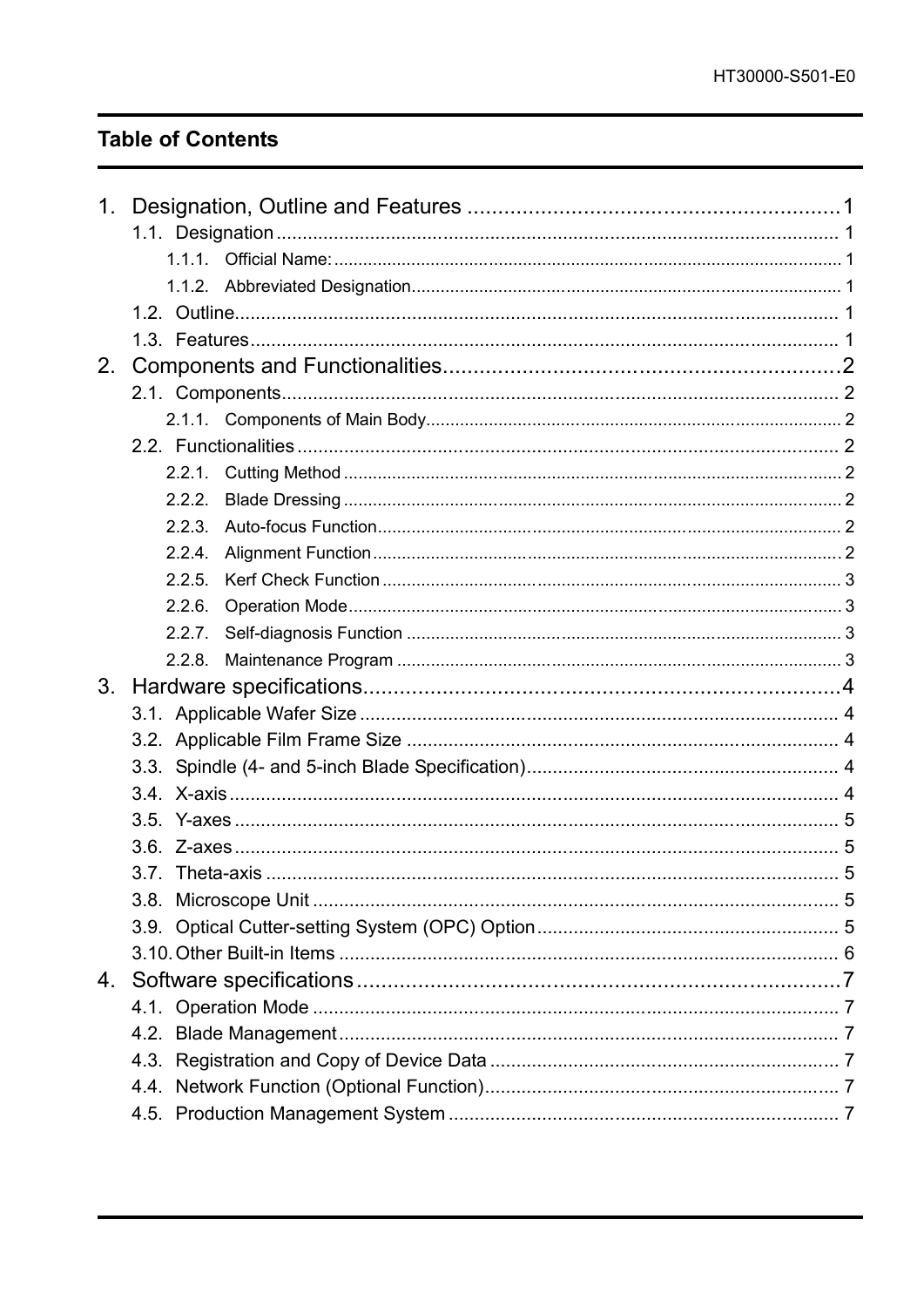## Table of Contents

1. Designation, Outline and Features ............................................................ 1
    - 1.1. Designation ........................................................................................... 1
        - 1.1.1. Official Name: ......................................................................... 1
        - 1.1.2. Abbreviated Designation ......................................................... 1
    - 1.2. Outline ................................................................................................. 1
    - 1.3. Features ............................................................................................... 1
2. Components and Functionalities ................................................................ 2
    - 2.1. Components ......................................................................................... 2
        - 2.1.1. Components of Main Body ....................................................... 2
    - 2.2. Functionalities ..................................................................................... 2
        - 2.2.1. Cutting Method ......................................................................... 2
        - 2.2.2. Blade Dressing ......................................................................... 2
        - 2.2.3. Auto-focus Function .................................................................. 2
        - 2.2.4. Alignment Function ................................................................... 2
        - 2.2.5. Kerf Check Function ................................................................. 3
        - 2.2.6. Operation Mode ........................................................................ 3
        - 2.2.7. Self-diagnosis Function ............................................................. 3
        - 2.2.8. Maintenance Program .............................................................. 3
3. Hardware specifications .............................................................................. 4
    - 3.1. Applicable Wafer Size .......................................................................... 4
    - 3.2. Applicable Film Frame Size .................................................................. 4
    - 3.3. Spindle (4- and 5-inch Blade Specification) .......................................... 4
    - 3.4. X-axis ................................................................................................... 4
    - 3.5. Y-axes ................................................................................................... 5
    - 3.6. Z-axes ................................................................................................... 5
    - 3.7. Theta-axis ............................................................................................ 5
    - 3.8. Microscope Unit .................................................................................... 5
    - 3.9. Optical Cutter-setting System (OPC) Option ......................................... 5
    - 3.10. Other Built-in Items ............................................................................. 6
4. Software specifications ................................................................................ 7
    - 4.1. Operation Mode .................................................................................... 7
    - 4.2. Blade Management ............................................................................... 7
    - 4.3. Registration and Copy of Device Data .................................................. 7
    - 4.4. Network Function (Optional Function) .................................................. 7
    - 4.5. Production Management System .......................................................... 7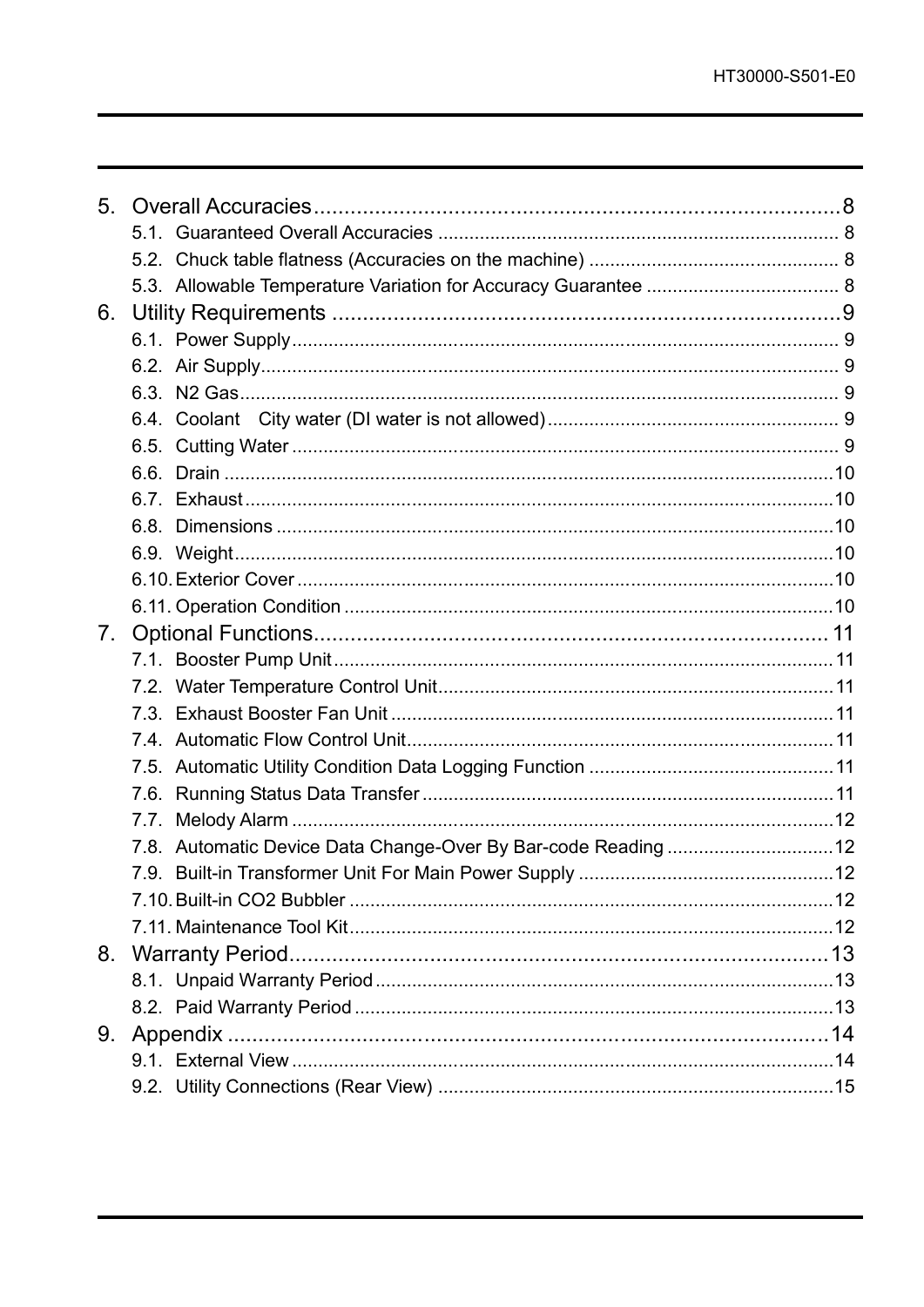5. Overall Accuracies........................................................................8
   - 5.1. Guaranteed Overall Accuracies ........................................................................ 8
   - 5.2. Chuck table flatness (Accuracies on the machine) ........................................... 8
   - 5.3. Allowable Temperature Variation for Accuracy Guarantee ................................ 8

6. Utility Requirements ......................................................................9
   - 6.1. Power Supply........................................................................................................ 9
   - 6.2. Air Supply.............................................................................................................. 9
   - 6.3. N2 Gas.................................................................................................................. 9
   - 6.4. Coolant　City water (DI water is not allowed)....................................................... 9
   - 6.5. Cutting Water ....................................................................................................... 9
   - 6.6. Drain ...................................................................................................................10
   - 6.7. Exhaust ...............................................................................................................10
   - 6.8. Dimensions .........................................................................................................10
   - 6.9. Weight.................................................................................................................10
   - 6.10. Exterior Cover ....................................................................................................10
   - 6.11. Operation Condition ...........................................................................................10

7. Optional Functions.......................................................................11
   - 7.1. Booster Pump Unit..............................................................................................11
   - 7.2. Water Temperature Control Unit..........................................................................11
   - 7.3. Exhaust Booster Fan Unit ...................................................................................11
   - 7.4. Automatic Flow Control Unit................................................................................11
   - 7.5. Automatic Utility Condition Data Logging Function ............................................11
   - 7.6. Running Status Data Transfer .............................................................................11
   - 7.7. Melody Alarm ......................................................................................................12
   - 7.8. Automatic Device Data Change-Over By Bar-code Reading ..............................12
   - 7.9. Built-in Transformer Unit For Main Power Supply ...............................................12
   - 7.10. Built-in CO2 Bubbler ..........................................................................................12
   - 7.11. Maintenance Tool Kit..........................................................................................12

8. Warranty Period...........................................................................13
   - 8.1. Unpaid Warranty Period......................................................................................13
   - 8.2. Paid Warranty Period ..........................................................................................13

9. Appendix .....................................................................................14
   - 9.1. External View ......................................................................................................14
   - 9.2. Utility Connections (Rear View) ..........................................................................15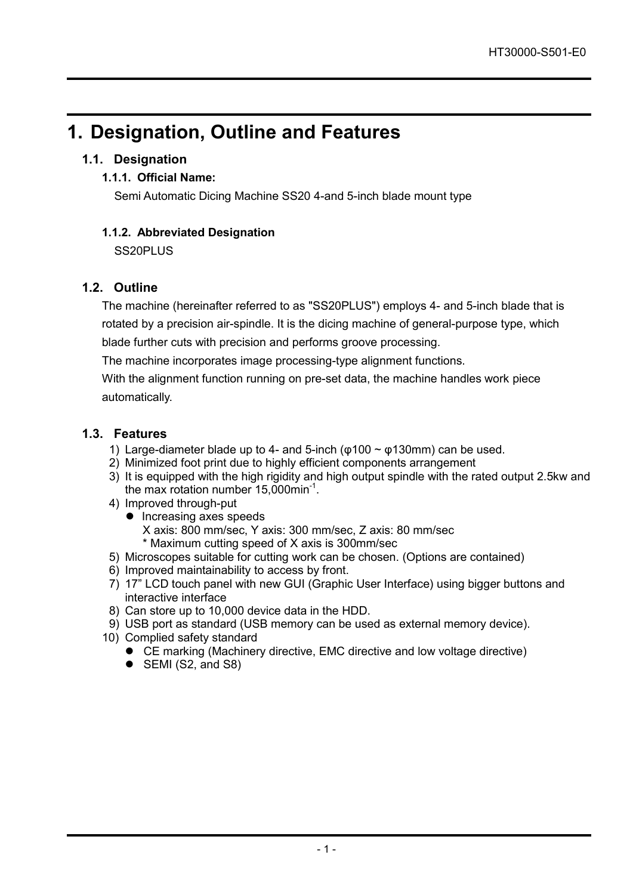# 1. Designation, Outline and Features

## 1.1. Designation

### 1.1.1. Official Name:

Semi Automatic Dicing Machine SS20 4-and 5-inch blade mount type

### 1.1.2. Abbreviated Designation

SS20PLUS

## 1.2. Outline

The machine (hereinafter referred to as "SS20PLUS") employs 4- and 5-inch blade that is rotated by a precision air-spindle. It is the dicing machine of general-purpose type, which blade further cuts with precision and performs groove processing.

The machine incorporates image processing-type alignment functions.

With the alignment function running on pre-set data, the machine handles work piece automatically.

## 1.3. Features

1) Large-diameter blade up to 4- and 5-inch (φ100 ~ φ130mm) can be used.
2) Minimized foot print due to highly efficient components arrangement
3) It is equipped with the high rigidity and high output spindle with the rated output 2.5kw and the max rotation number 15,000min$^{-1}$.
4) Improved through-put
   - Increasing axes speeds
     X axis: 800 mm/sec, Y axis: 300 mm/sec, Z axis: 80 mm/sec
     * Maximum cutting speed of X axis is 300mm/sec
5) Microscopes suitable for cutting work can be chosen. (Options are contained)
6) Improved maintainability to access by front.
7) 17" LCD touch panel with new GUI (Graphic User Interface) using bigger buttons and interactive interface
8) Can store up to 10,000 device data in the HDD.
9) USB port as standard (USB memory can be used as external memory device).
10) Complied safety standard
    - CE marking (Machinery directive, EMC directive and low voltage directive)
    - SEMI (S2, and S8)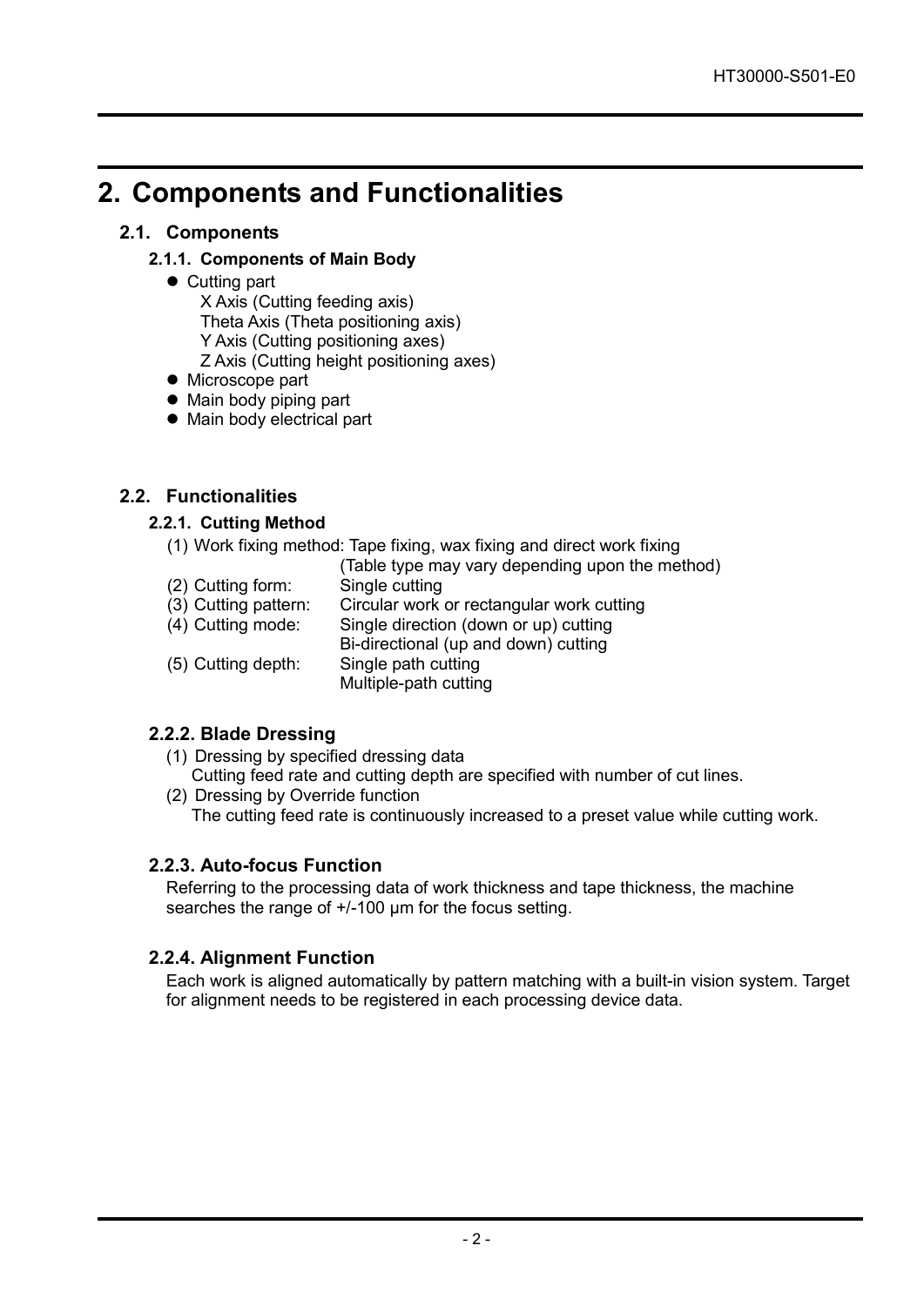# 2. Components and Functionalities

## 2.1. Components

### 2.1.1. Components of Main Body

- Cutting part
  - X Axis (Cutting feeding axis)
  - Theta Axis (Theta positioning axis)
  - Y Axis (Cutting positioning axes)
  - Z Axis (Cutting height positioning axes)
- Microscope part
- Main body piping part
- Main body electrical part

## 2.2. Functionalities

### 2.2.1. Cutting Method

(1) Work fixing method: Tape fixing, wax fixing and direct work fixing
(Table type may vary depending upon the method)

(2) Cutting form: Single cutting

(3) Cutting pattern: Circular work or rectangular work cutting

(4) Cutting mode: Single direction (down or up) cutting
Bi-directional (up and down) cutting

(5) Cutting depth: Single path cutting
Multiple-path cutting

### 2.2.2. Blade Dressing

(1) Dressing by specified dressing data
Cutting feed rate and cutting depth are specified with number of cut lines.

(2) Dressing by Override function
The cutting feed rate is continuously increased to a preset value while cutting work.

### 2.2.3. Auto-focus Function

Referring to the processing data of work thickness and tape thickness, the machine searches the range of +/-100 µm for the focus setting.

### 2.2.4. Alignment Function

Each work is aligned automatically by pattern matching with a built-in vision system. Target for alignment needs to be registered in each processing device data.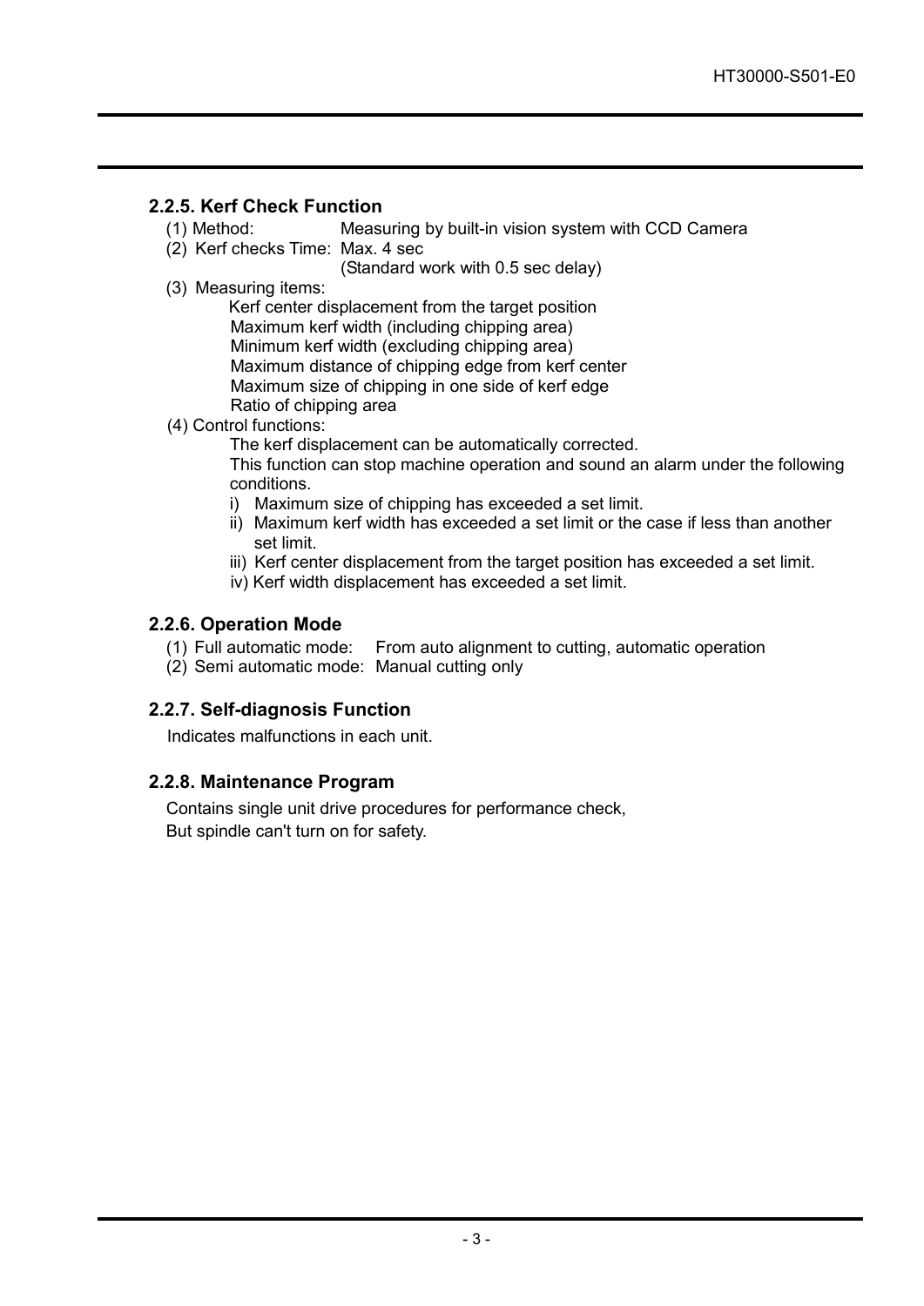### 2.2.5. Kerf Check Function

(1) Method: Measuring by built-in vision system with CCD Camera

(2) Kerf checks Time: Max. 4 sec
(Standard work with 0.5 sec delay)

(3) Measuring items:

Kerf center displacement from the target position
Maximum kerf width (including chipping area)
Minimum kerf width (excluding chipping area)
Maximum distance of chipping edge from kerf center
Maximum size of chipping in one side of kerf edge
Ratio of chipping area

(4) Control functions:

The kerf displacement can be automatically corrected.
This function can stop machine operation and sound an alarm under the following conditions.

i) Maximum size of chipping has exceeded a set limit.
ii) Maximum kerf width has exceeded a set limit or the case if less than another set limit.
iii) Kerf center displacement from the target position has exceeded a set limit.
iv) Kerf width displacement has exceeded a set limit.

### 2.2.6. Operation Mode

(1) Full automatic mode: From auto alignment to cutting, automatic operation

(2) Semi automatic mode: Manual cutting only

### 2.2.7. Self-diagnosis Function

Indicates malfunctions in each unit.

### 2.2.8. Maintenance Program

Contains single unit drive procedures for performance check,
But spindle can't turn on for safety.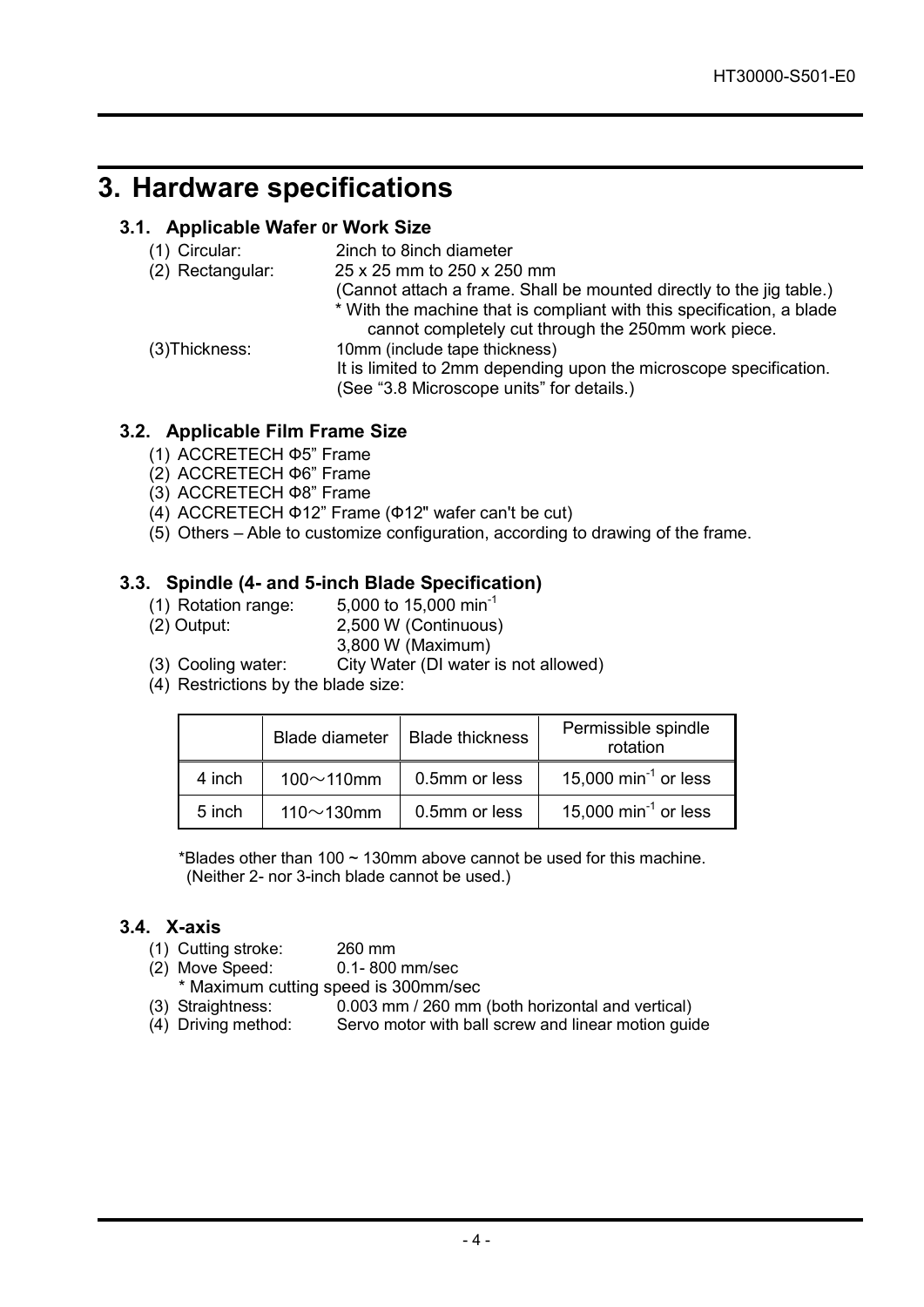# 3. Hardware specifications

## 3.1. Applicable Wafer or Work Size

(1) Circular: 2inch to 8inch diameter

(2) Rectangular: 25 x 25 mm to 250 x 250 mm

(Cannot attach a frame. Shall be mounted directly to the jig table.)

* With the machine that is compliant with this specification, a blade cannot completely cut through the 250mm work piece.

(3)Thickness: 10mm (include tape thickness)

It is limited to 2mm depending upon the microscope specification. (See “3.8 Microscope units” for details.)

## 3.2. Applicable Film Frame Size

(1) ACCRETECH Φ5” Frame
(2) ACCRETECH Φ6” Frame
(3) ACCRETECH Φ8” Frame
(4) ACCRETECH Φ12” Frame (Φ12" wafer can't be cut)
(5) Others – Able to customize configuration, according to drawing of the frame.

## 3.3. Spindle (4- and 5-inch Blade Specification)

(1) Rotation range: 5,000 to 15,000 $min^{-1}$

(2) Output: 2,500 W (Continuous)
3,800 W (Maximum)

(3) Cooling water: City Water (DI water is not allowed)

(4) Restrictions by the blade size:

| | Blade diameter | Blade thickness | Permissible spindle rotation |
|---|---|---|---|
| 4 inch | 100～110mm | 0.5mm or less | 15,000 $min^{-1}$ or less |
| 5 inch | 110～130mm | 0.5mm or less | 15,000 $min^{-1}$ or less |

*Blades other than 100 ~ 130mm above cannot be used for this machine.
(Neither 2- nor 3-inch blade cannot be used.)

## 3.4. X-axis

(1) Cutting stroke: 260 mm

(2) Move Speed: 0.1- 800 mm/sec
* Maximum cutting speed is 300mm/sec

(3) Straightness: 0.003 mm / 260 mm (both horizontal and vertical)

(4) Driving method: Servo motor with ball screw and linear motion guide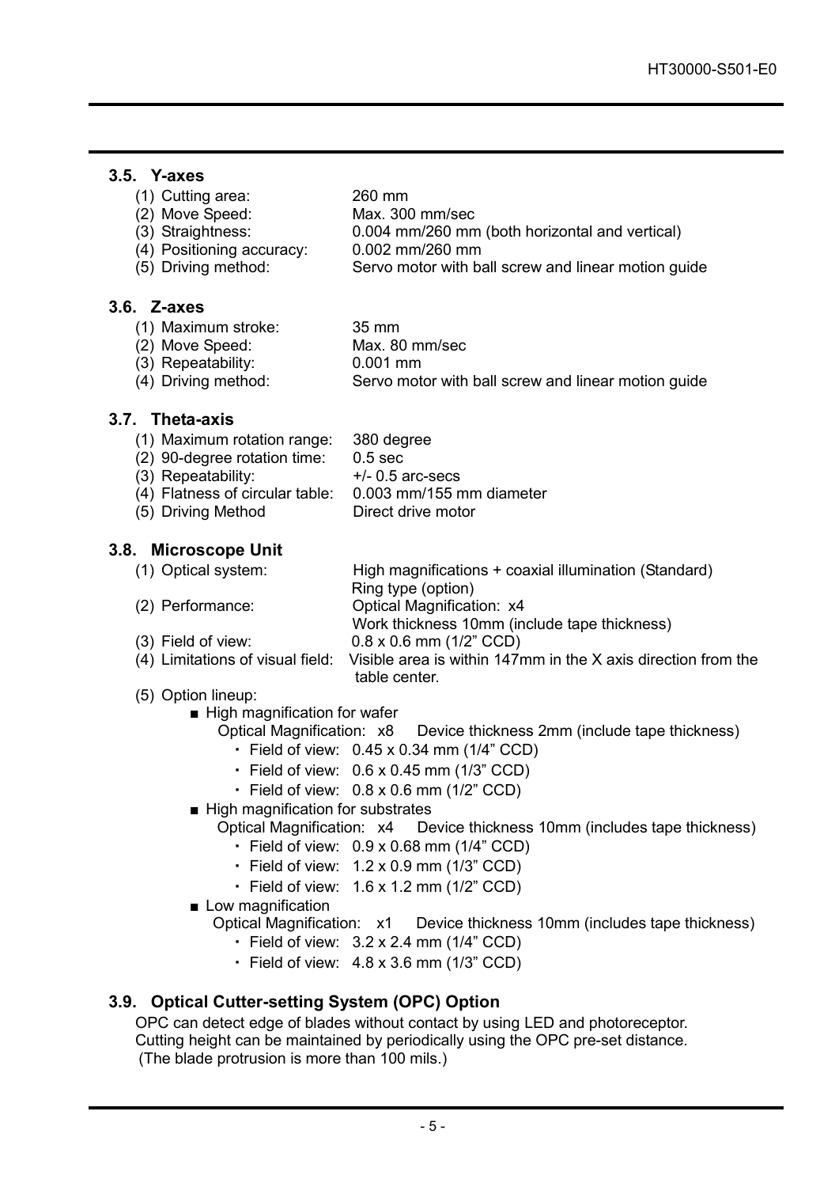### 3.5. Y-axes

(1) Cutting area: 260 mm
(2) Move Speed: Max. 300 mm/sec
(3) Straightness: 0.004 mm/260 mm (both horizontal and vertical)
(4) Positioning accuracy: 0.002 mm/260 mm
(5) Driving method: Servo motor with ball screw and linear motion guide

### 3.6. Z-axes

(1) Maximum stroke: 35 mm
(2) Move Speed: Max. 80 mm/sec
(3) Repeatability: 0.001 mm
(4) Driving method: Servo motor with ball screw and linear motion guide

### 3.7. Theta-axis

(1) Maximum rotation range: 380 degree
(2) 90-degree rotation time: 0.5 sec
(3) Repeatability: +/- 0.5 arc-secs
(4) Flatness of circular table: 0.003 mm/155 mm diameter
(5) Driving Method Direct drive motor

### 3.8. Microscope Unit

(1) Optical system: High magnifications + coaxial illumination (Standard)
Ring type (option)
(2) Performance: Optical Magnification: x4
Work thickness 10mm (include tape thickness)
(3) Field of view: 0.8 x 0.6 mm (1/2" CCD)
(4) Limitations of visual field: Visible area is within 147mm in the X axis direction from the table center.
(5) Option lineup:

- ■ High magnification for wafer
  Optical Magnification: x8 Device thickness 2mm (include tape thickness)
  - ・ Field of view: 0.45 x 0.34 mm (1/4" CCD)
  - ・ Field of view: 0.6 x 0.45 mm (1/3" CCD)
  - ・ Field of view: 0.8 x 0.6 mm (1/2" CCD)
- ■ High magnification for substrates
  Optical Magnification: x4 Device thickness 10mm (includes tape thickness)
  - ・ Field of view: 0.9 x 0.68 mm (1/4" CCD)
  - ・ Field of view: 1.2 x 0.9 mm (1/3" CCD)
  - ・ Field of view: 1.6 x 1.2 mm (1/2" CCD)
- ■ Low magnification
  Optical Magnification: x1 Device thickness 10mm (includes tape thickness)
  - ・ Field of view: 3.2 x 2.4 mm (1/4" CCD)
  - ・ Field of view: 4.8 x 3.6 mm (1/3" CCD)

### 3.9. Optical Cutter-setting System (OPC) Option

OPC can detect edge of blades without contact by using LED and photoreceptor.
Cutting height can be maintained by periodically using the OPC pre-set distance.
(The blade protrusion is more than 100 mils.)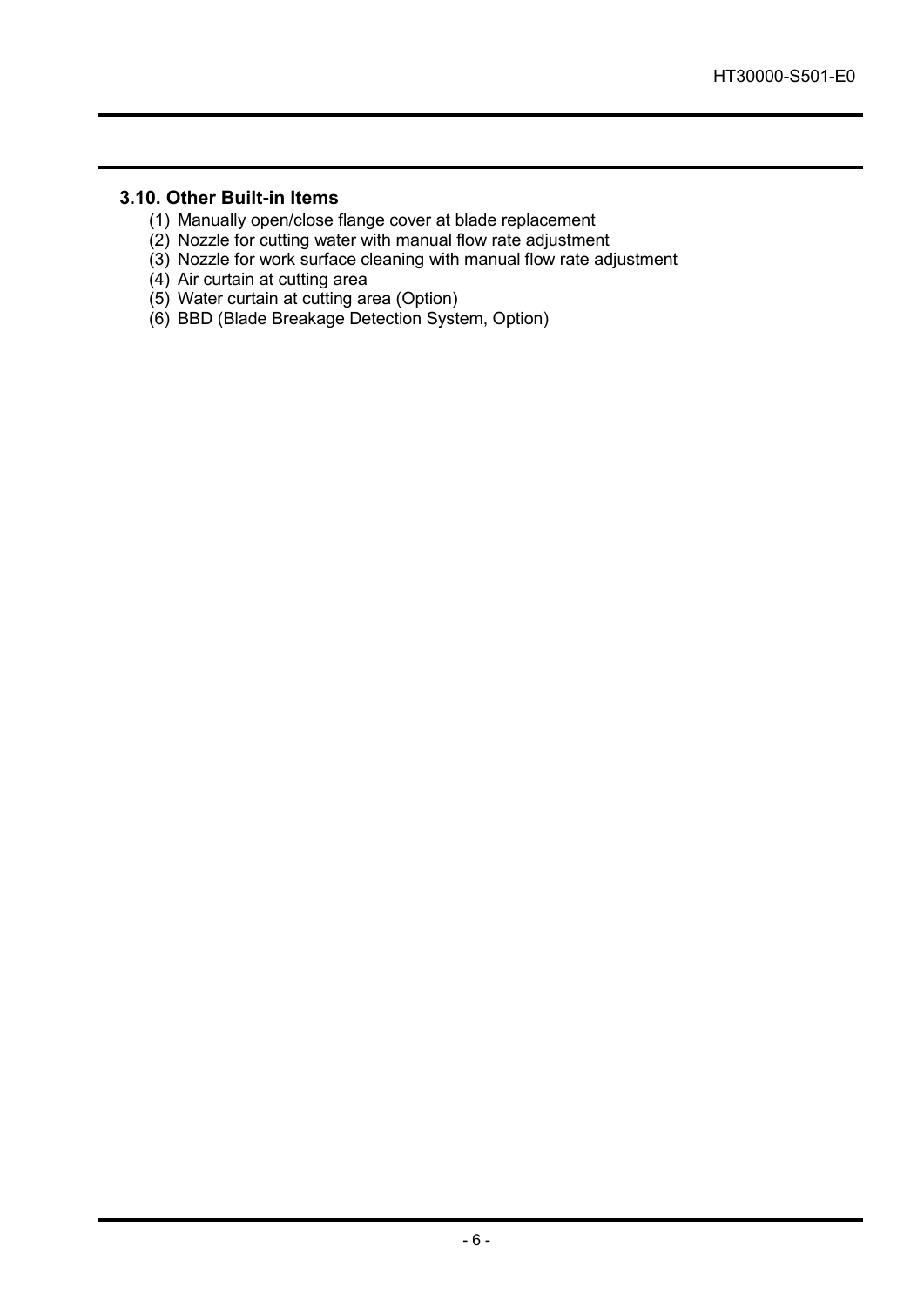### 3.10. Other Built-in Items

(1) Manually open/close flange cover at blade replacement
(2) Nozzle for cutting water with manual flow rate adjustment
(3) Nozzle for work surface cleaning with manual flow rate adjustment
(4) Air curtain at cutting area
(5) Water curtain at cutting area (Option)
(6) BBD (Blade Breakage Detection System, Option)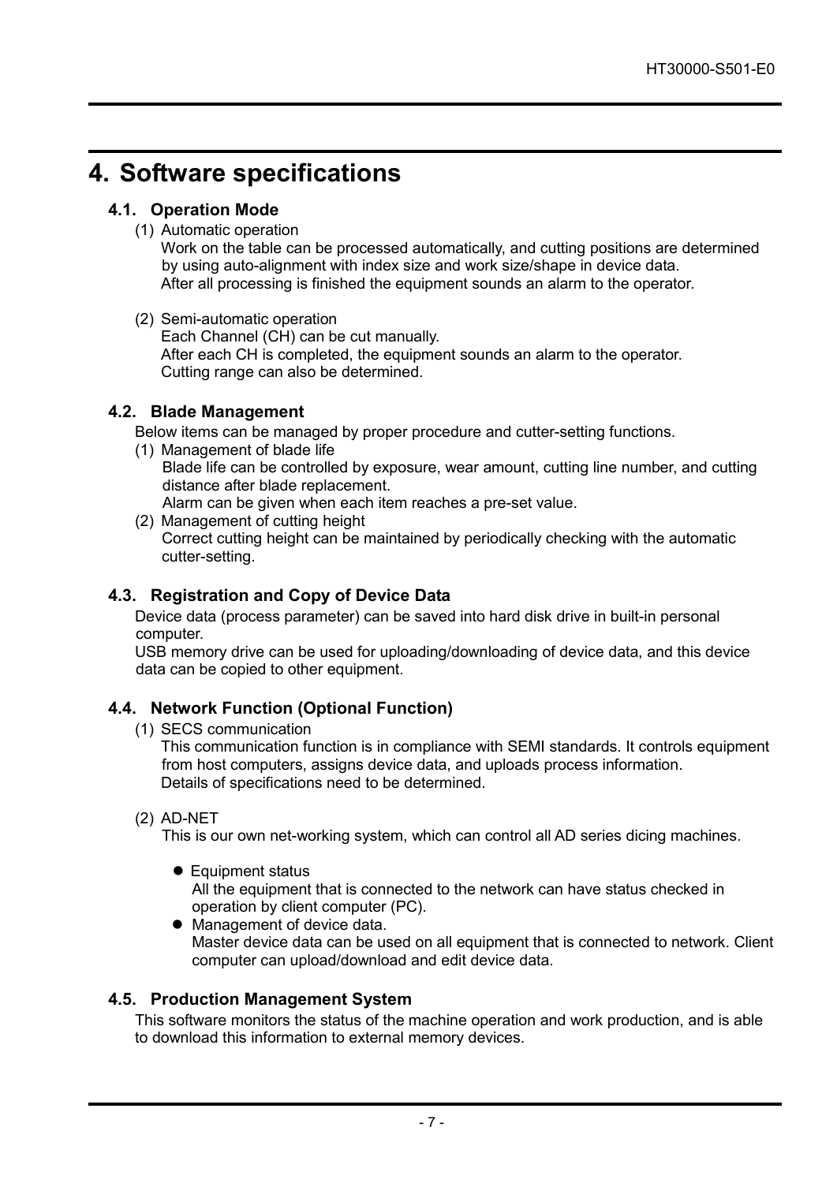# 4. Software specifications

## 4.1. Operation Mode

(1) Automatic operation

Work on the table can be processed automatically, and cutting positions are determined by using auto-alignment with index size and work size/shape in device data.
After all processing is finished the equipment sounds an alarm to the operator.

(2) Semi-automatic operation

Each Channel (CH) can be cut manually.
After each CH is completed, the equipment sounds an alarm to the operator.
Cutting range can also be determined.

## 4.2. Blade Management

Below items can be managed by proper procedure and cutter-setting functions.

(1) Management of blade life

Blade life can be controlled by exposure, wear amount, cutting line number, and cutting distance after blade replacement.
Alarm can be given when each item reaches a pre-set value.

(2) Management of cutting height

Correct cutting height can be maintained by periodically checking with the automatic cutter-setting.

## 4.3. Registration and Copy of Device Data

Device data (process parameter) can be saved into hard disk drive in built-in personal computer.
USB memory drive can be used for uploading/downloading of device data, and this device data can be copied to other equipment.

## 4.4. Network Function (Optional Function)

(1) SECS communication

This communication function is in compliance with SEMI standards. It controls equipment from host computers, assigns device data, and uploads process information.
Details of specifications need to be determined.

(2) AD-NET

This is our own net-working system, which can control all AD series dicing machines.

- Equipment status
  All the equipment that is connected to the network can have status checked in operation by client computer (PC).
- Management of device data.
  Master device data can be used on all equipment that is connected to network. Client computer can upload/download and edit device data.

## 4.5. Production Management System

This software monitors the status of the machine operation and work production, and is able to download this information to external memory devices.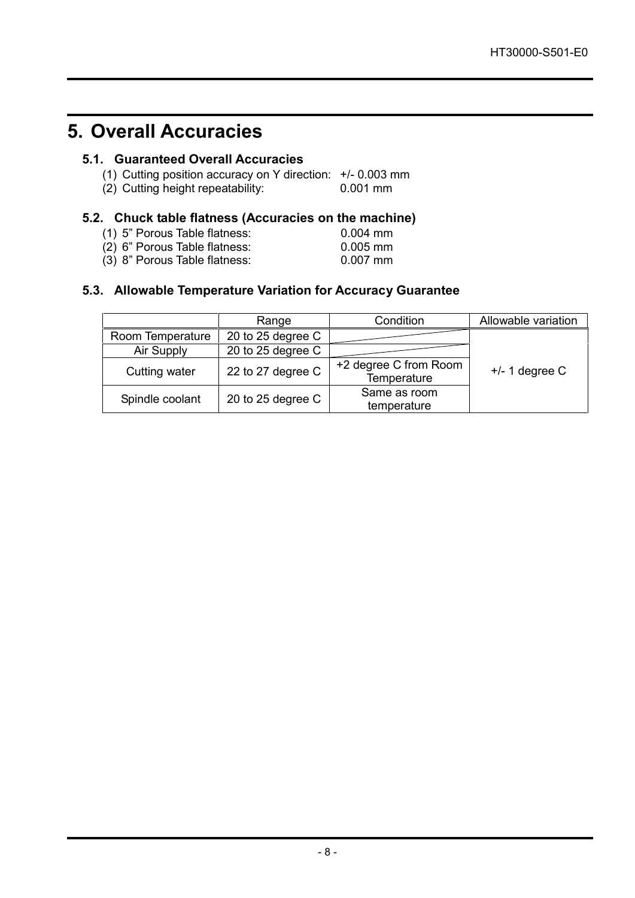# 5. Overall Accuracies

## 5.1. Guaranteed Overall Accuracies

(1) Cutting position accuracy on Y direction: +/- 0.003 mm
(2) Cutting height repeatability: 0.001 mm

## 5.2. Chuck table flatness (Accuracies on the machine)

(1) 5" Porous Table flatness: 0.004 mm
(2) 6" Porous Table flatness: 0.005 mm
(3) 8" Porous Table flatness: 0.007 mm

## 5.3. Allowable Temperature Variation for Accuracy Guarantee

| | Range | Condition | Allowable variation |
|---|---|---|---|
| Room Temperature | 20 to 25 degree C | | +/- 1 degree C |
| Air Supply | 20 to 25 degree C | | |
| Cutting water | 22 to 27 degree C | +2 degree C from Room Temperature | |
| Spindle coolant | 20 to 25 degree C | Same as room temperature | |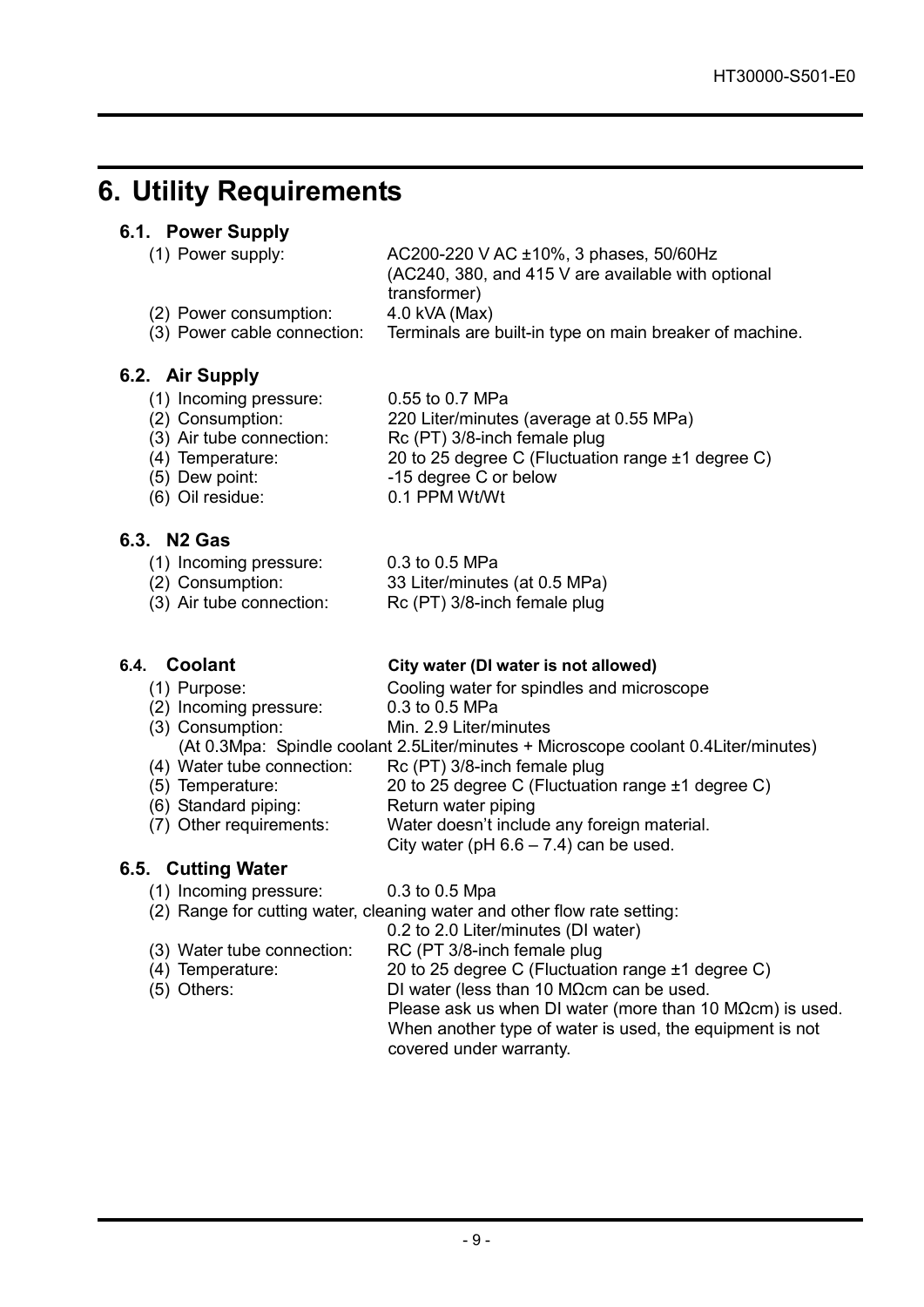# 6. Utility Requirements

## 6.1. Power Supply

(1) Power supply: AC200-220 V AC ±10%, 3 phases, 50/60Hz (AC240, 380, and 415 V are available with optional transformer)

(2) Power consumption: 4.0 kVA (Max)

(3) Power cable connection: Terminals are built-in type on main breaker of machine.

## 6.2. Air Supply

(1) Incoming pressure: 0.55 to 0.7 MPa

(2) Consumption: 220 Liter/minutes (average at 0.55 MPa)

(3) Air tube connection: Rc (PT) 3/8-inch female plug

(4) Temperature: 20 to 25 degree C (Fluctuation range ±1 degree C)

(5) Dew point: -15 degree C or below

(6) Oil residue: 0.1 PPM Wt/Wt

## 6.3. N2 Gas

(1) Incoming pressure: 0.3 to 0.5 MPa

(2) Consumption: 33 Liter/minutes (at 0.5 MPa)

(3) Air tube connection: Rc (PT) 3/8-inch female plug

## 6.4. Coolant **City water (DI water is not allowed)**

(1) Purpose: Cooling water for spindles and microscope

(2) Incoming pressure: 0.3 to 0.5 MPa

(3) Consumption: Min. 2.9 Liter/minutes
(At 0.3Mpa: Spindle coolant 2.5Liter/minutes + Microscope coolant 0.4Liter/minutes)

(4) Water tube connection: Rc (PT) 3/8-inch female plug

(5) Temperature: 20 to 25 degree C (Fluctuation range ±1 degree C)

(6) Standard piping: Return water piping

(7) Other requirements: Water doesn't include any foreign material.
City water (pH 6.6 – 7.4) can be used.

## 6.5. Cutting Water

(1) Incoming pressure: 0.3 to 0.5 Mpa

(2) Range for cutting water, cleaning water and other flow rate setting:
0.2 to 2.0 Liter/minutes (DI water)

(3) Water tube connection: RC (PT 3/8-inch female plug

(4) Temperature: 20 to 25 degree C (Fluctuation range ±1 degree C)

(5) Others: DI water (less than 10 MΩcm can be used.
Please ask us when DI water (more than 10 MΩcm) is used.
When another type of water is used, the equipment is not covered under warranty.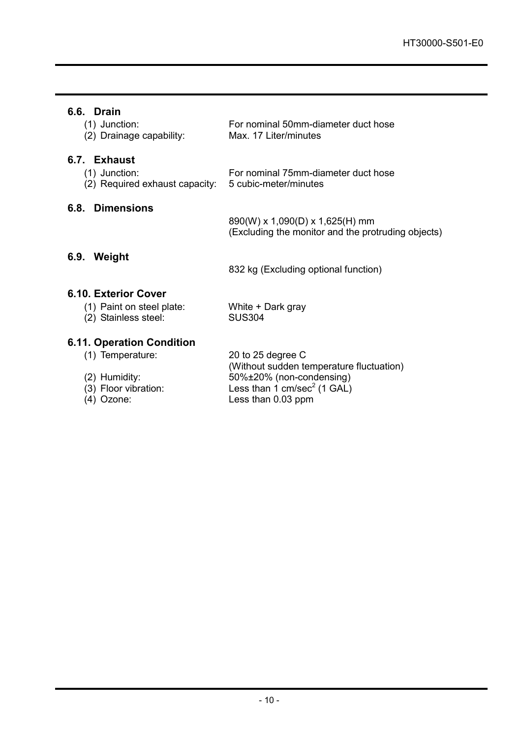## 6.6. Drain

(1) Junction: For nominal 50mm-diameter duct hose

(2) Drainage capability: Max. 17 Liter/minutes

## 6.7. Exhaust

(1) Junction: For nominal 75mm-diameter duct hose

(2) Required exhaust capacity: 5 cubic-meter/minutes

## 6.8. Dimensions

890(W) x 1,090(D) x 1,625(H) mm
(Excluding the monitor and the protruding objects)

## 6.9. Weight

832 kg (Excluding optional function)

## 6.10. Exterior Cover

(1) Paint on steel plate: White + Dark gray

(2) Stainless steel: SUS304

## 6.11. Operation Condition

(1) Temperature: 20 to 25 degree C
(Without sudden temperature fluctuation)

(2) Humidity: 50%±20% (non-condensing)

(3) Floor vibration: Less than 1 $cm/sec^2$ (1 GAL)

(4) Ozone: Less than 0.03 ppm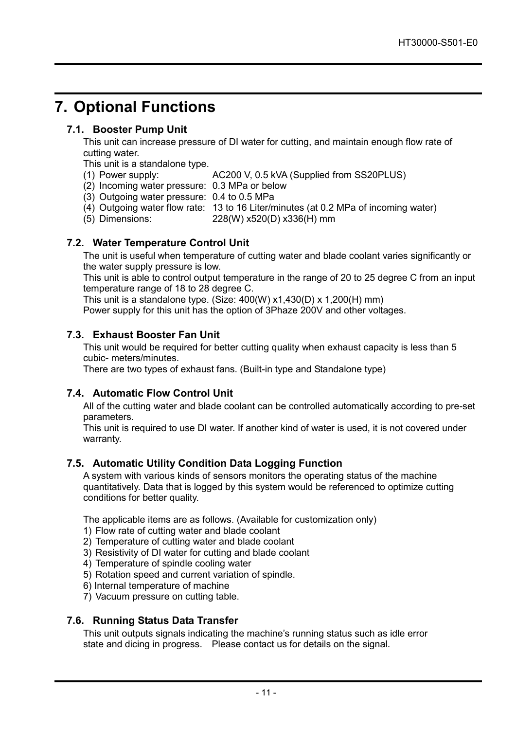# 7. Optional Functions

## 7.1. Booster Pump Unit

This unit can increase pressure of DI water for cutting, and maintain enough flow rate of cutting water.

This unit is a standalone type.

(1) Power supply: AC200 V, 0.5 kVA (Supplied from SS20PLUS)
(2) Incoming water pressure: 0.3 MPa or below
(3) Outgoing water pressure: 0.4 to 0.5 MPa
(4) Outgoing water flow rate: 13 to 16 Liter/minutes (at 0.2 MPa of incoming water)
(5) Dimensions: 228(W) x520(D) x336(H) mm

## 7.2. Water Temperature Control Unit

The unit is useful when temperature of cutting water and blade coolant varies significantly or the water supply pressure is low.

This unit is able to control output temperature in the range of 20 to 25 degree C from an input temperature range of 18 to 28 degree C.

This unit is a standalone type. (Size: 400(W) x1,430(D) x 1,200(H) mm)

Power supply for this unit has the option of 3Phaze 200V and other voltages.

## 7.3. Exhaust Booster Fan Unit

This unit would be required for better cutting quality when exhaust capacity is less than 5 cubic- meters/minutes.

There are two types of exhaust fans. (Built-in type and Standalone type)

## 7.4. Automatic Flow Control Unit

All of the cutting water and blade coolant can be controlled automatically according to pre-set parameters.

This unit is required to use DI water. If another kind of water is used, it is not covered under warranty.

## 7.5. Automatic Utility Condition Data Logging Function

A system with various kinds of sensors monitors the operating status of the machine quantitatively. Data that is logged by this system would be referenced to optimize cutting conditions for better quality.

The applicable items are as follows. (Available for customization only)

1) Flow rate of cutting water and blade coolant
2) Temperature of cutting water and blade coolant
3) Resistivity of DI water for cutting and blade coolant
4) Temperature of spindle cooling water
5) Rotation speed and current variation of spindle.
6) Internal temperature of machine
7) Vacuum pressure on cutting table.

## 7.6. Running Status Data Transfer

This unit outputs signals indicating the machine's running status such as idle error state and dicing in progress. Please contact us for details on the signal.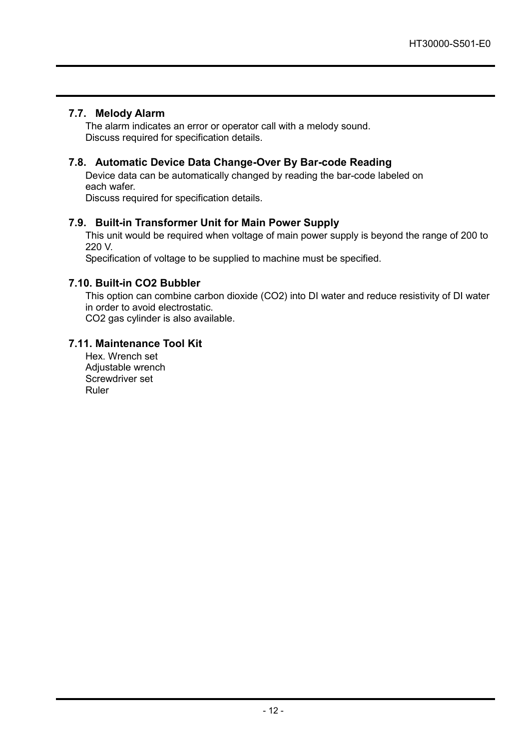### 7.7. Melody Alarm

The alarm indicates an error or operator call with a melody sound.
Discuss required for specification details.

### 7.8. Automatic Device Data Change-Over By Bar-code Reading

Device data can be automatically changed by reading the bar-code labeled on each wafer.
Discuss required for specification details.

### 7.9. Built-in Transformer Unit for Main Power Supply

This unit would be required when voltage of main power supply is beyond the range of 200 to 220 V.
Specification of voltage to be supplied to machine must be specified.

### 7.10. Built-in $CO_2$ Bubbler

This option can combine carbon dioxide ($CO_2$) into DI water and reduce resistivity of DI water in order to avoid electrostatic.
$CO_2$ gas cylinder is also available.

### 7.11. Maintenance Tool Kit

Hex. Wrench set
Adjustable wrench
Screwdriver set
Ruler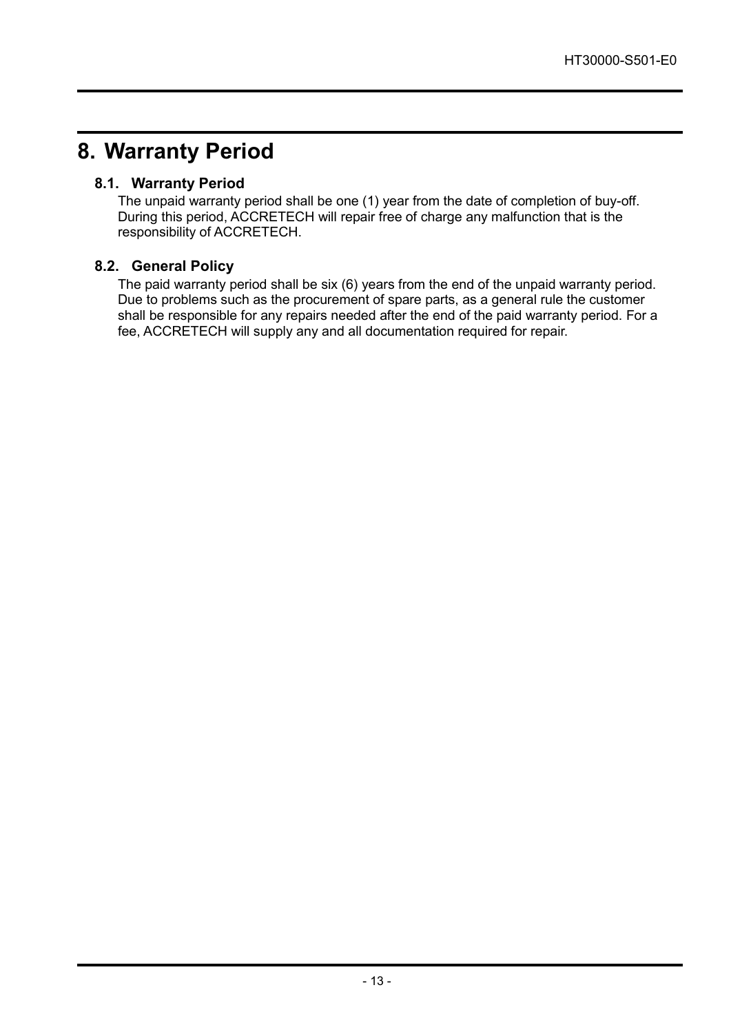# 8. Warranty Period

## 8.1. Warranty Period

The unpaid warranty period shall be one (1) year from the date of completion of buy-off. During this period, ACCRETECH will repair free of charge any malfunction that is the responsibility of ACCRETECH.

## 8.2. General Policy

The paid warranty period shall be six (6) years from the end of the unpaid warranty period. Due to problems such as the procurement of spare parts, as a general rule the customer shall be responsible for any repairs needed after the end of the paid warranty period. For a fee, ACCRETECH will supply any and all documentation required for repair.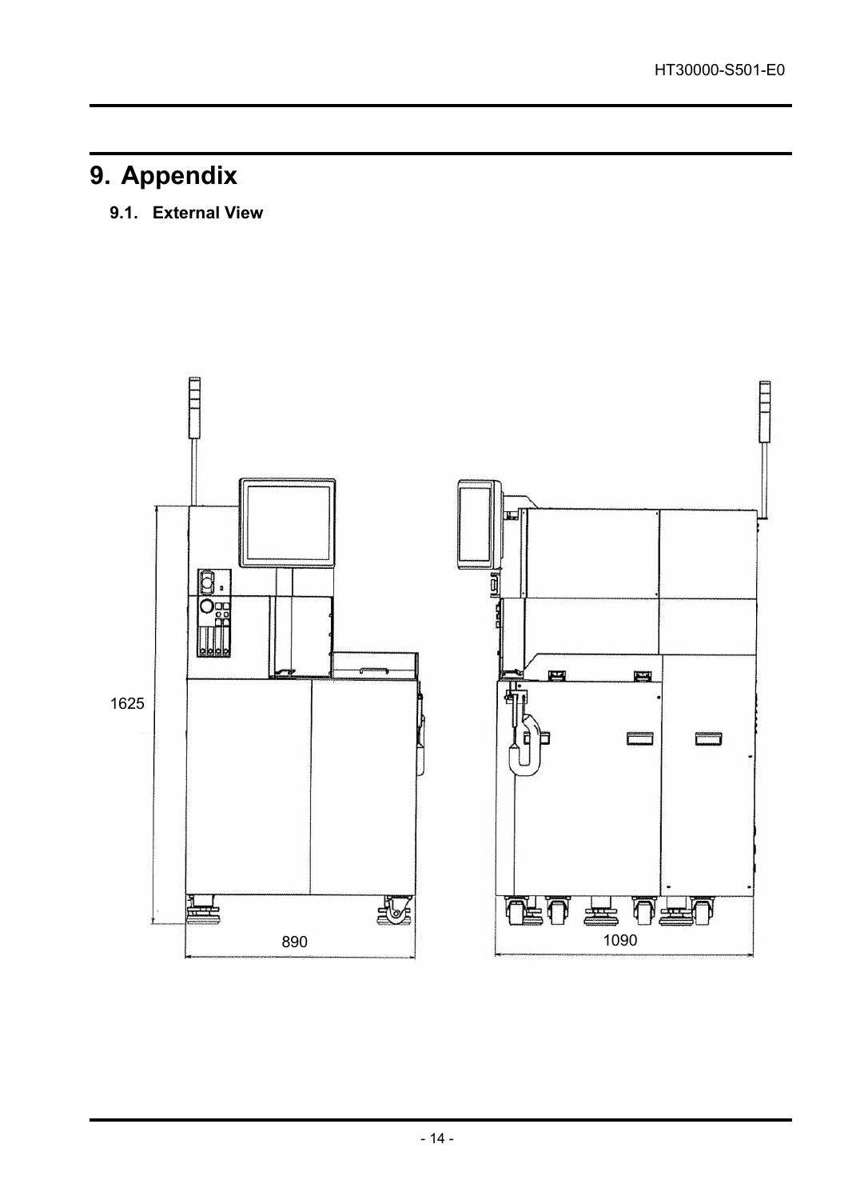# 9. Appendix

## 9.1. External View

1625

890

1090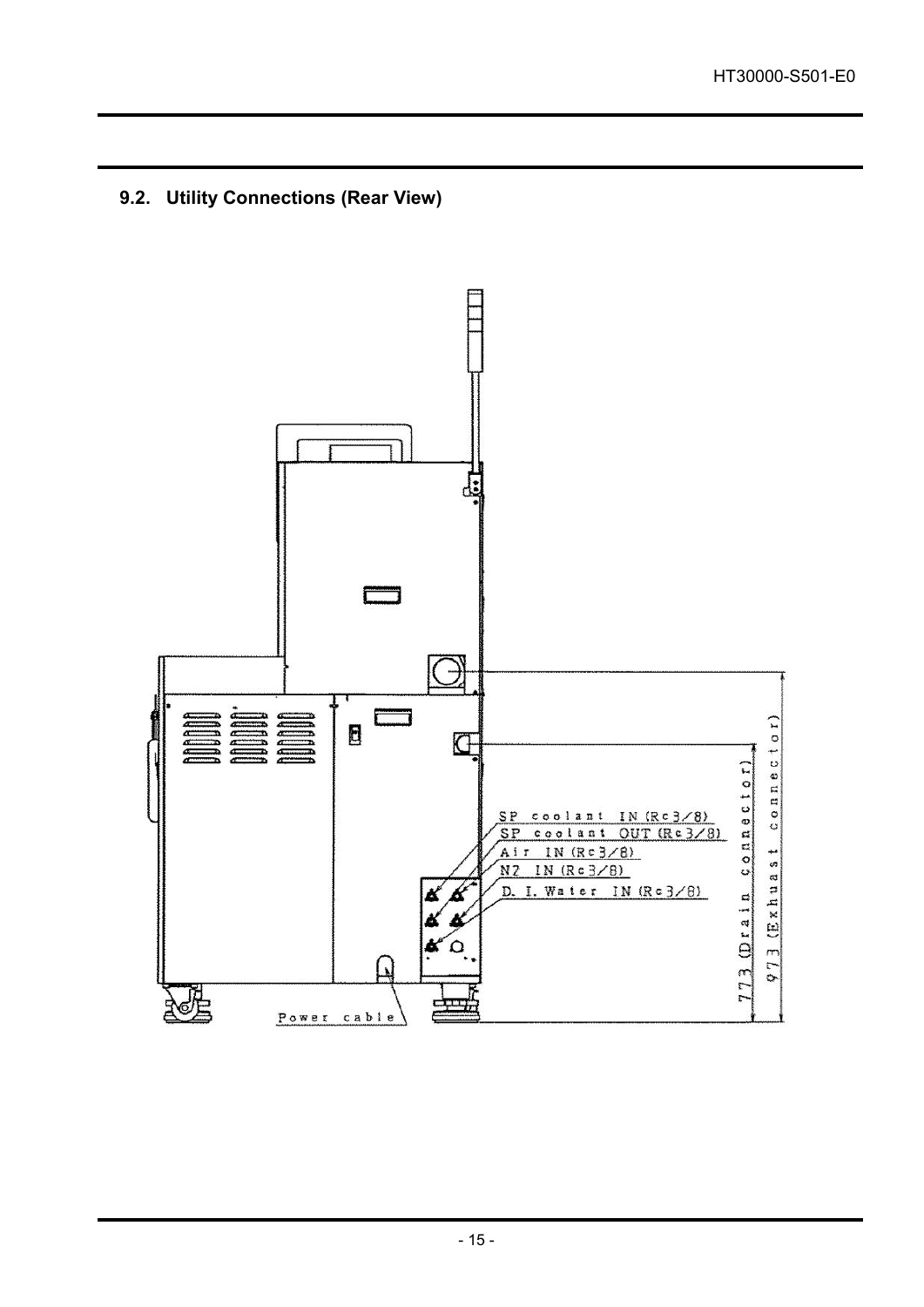## 9.2. Utility Connections (Rear View)

SP coolant IN (Rc3/8)
SP coolant OUT (Rc3/8)
Air IN (Rc3/8)
N2 IN (Rc3/8)
D. I. Water IN (Rc3/8)
Power cable
773 (Drain connector)
973 (Exhuast connector)